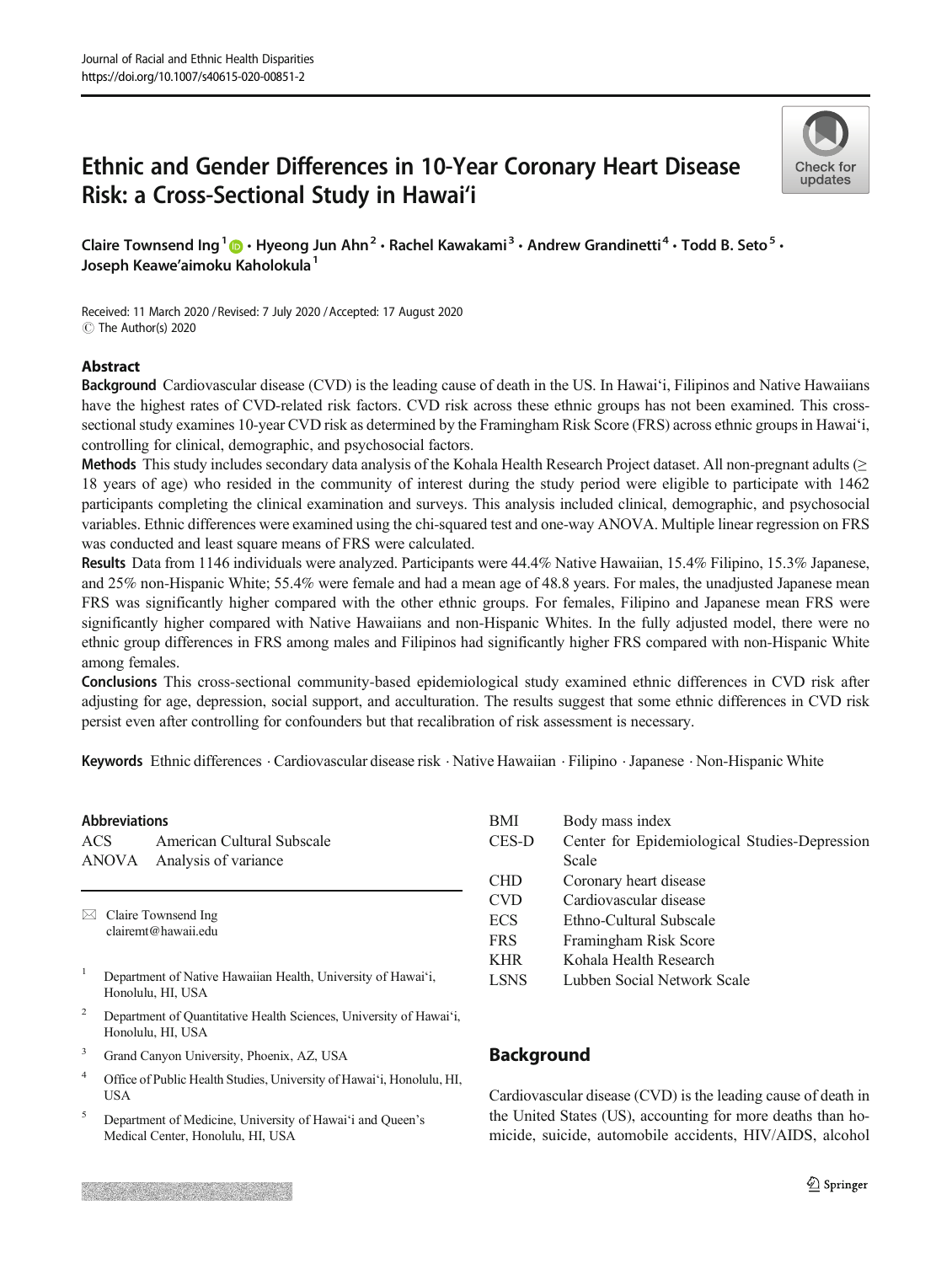# Ethnic and Gender Differences in 10-Year Coronary Heart Disease Risk: a Cross-Sectional Study in Hawai'i

Claire Townsend Ing[1] · Hyeong Jun Ahn[2] · Rachel Kawakami[3] · Andrew Grandinetti[4] · Todd B. Seto[5] · Joseph Keawe'aimoku Kaholokula[1]

Received: 11 March 2020 / Revised: 7 July 2020 / Accepted: 17 August 2020
© The Author(s) 2020

## Abstract

**Background** Cardiovascular disease (CVD) is the leading cause of death in the US. In Hawai'i, Filipinos and Native Hawaiians have the highest rates of CVD-related risk factors. CVD risk across these ethnic groups has not been examined. This cross-sectional study examines 10-year CVD risk as determined by the Framingham Risk Score (FRS) across ethnic groups in Hawai'i, controlling for clinical, demographic, and psychosocial factors.

**Methods** This study includes secondary data analysis of the Kohala Health Research Project dataset. All non-pregnant adults (≥ 18 years of age) who resided in the community of interest during the study period were eligible to participate with 1462 participants completing the clinical examination and surveys. This analysis included clinical, demographic, and psychosocial variables. Ethnic differences were examined using the chi-squared test and one-way ANOVA. Multiple linear regression on FRS was conducted and least square means of FRS were calculated.

**Results** Data from 1146 individuals were analyzed. Participants were 44.4% Native Hawaiian, 15.4% Filipino, 15.3% Japanese, and 25% non-Hispanic White; 55.4% were female and had a mean age of 48.8 years. For males, the unadjusted Japanese mean FRS was significantly higher compared with the other ethnic groups. For females, Filipino and Japanese mean FRS were significantly higher compared with Native Hawaiians and non-Hispanic Whites. In the fully adjusted model, there were no ethnic group differences in FRS among males and Filipinos had significantly higher FRS compared with non-Hispanic White among females.

**Conclusions** This cross-sectional community-based epidemiological study examined ethnic differences in CVD risk after adjusting for age, depression, social support, and acculturation. The results suggest that some ethnic differences in CVD risk persist even after controlling for confounders but that recalibration of risk assessment is necessary.

**Keywords** Ethnic differences · Cardiovascular disease risk · Native Hawaiian · Filipino · Japanese · Non-Hispanic White

### Abbreviations

| | |
|---|---|
| ACS | American Cultural Subscale |
| ANOVA | Analysis of variance |
| BMI | Body mass index |
| CES-D | Center for Epidemiological Studies-Depression Scale |
| CHD | Coronary heart disease |
| CVD | Cardiovascular disease |
| ECS | Ethno-Cultural Subscale |
| FRS | Framingham Risk Score |
| KHR | Kohala Health Research |
| LSNS | Lubben Social Network Scale |

✉ Claire Townsend Ing
clairemt@hawaii.edu

[1] Department of Native Hawaiian Health, University of Hawai'i, Honolulu, HI, USA

[2] Department of Quantitative Health Sciences, University of Hawai'i, Honolulu, HI, USA

[3] Grand Canyon University, Phoenix, AZ, USA

[4] Office of Public Health Studies, University of Hawai'i, Honolulu, HI, USA

[5] Department of Medicine, University of Hawai'i and Queen's Medical Center, Honolulu, HI, USA

## Background

Cardiovascular disease (CVD) is the leading cause of death in the United States (US), accounting for more deaths than homicide, suicide, automobile accidents, HIV/AIDS, alcohol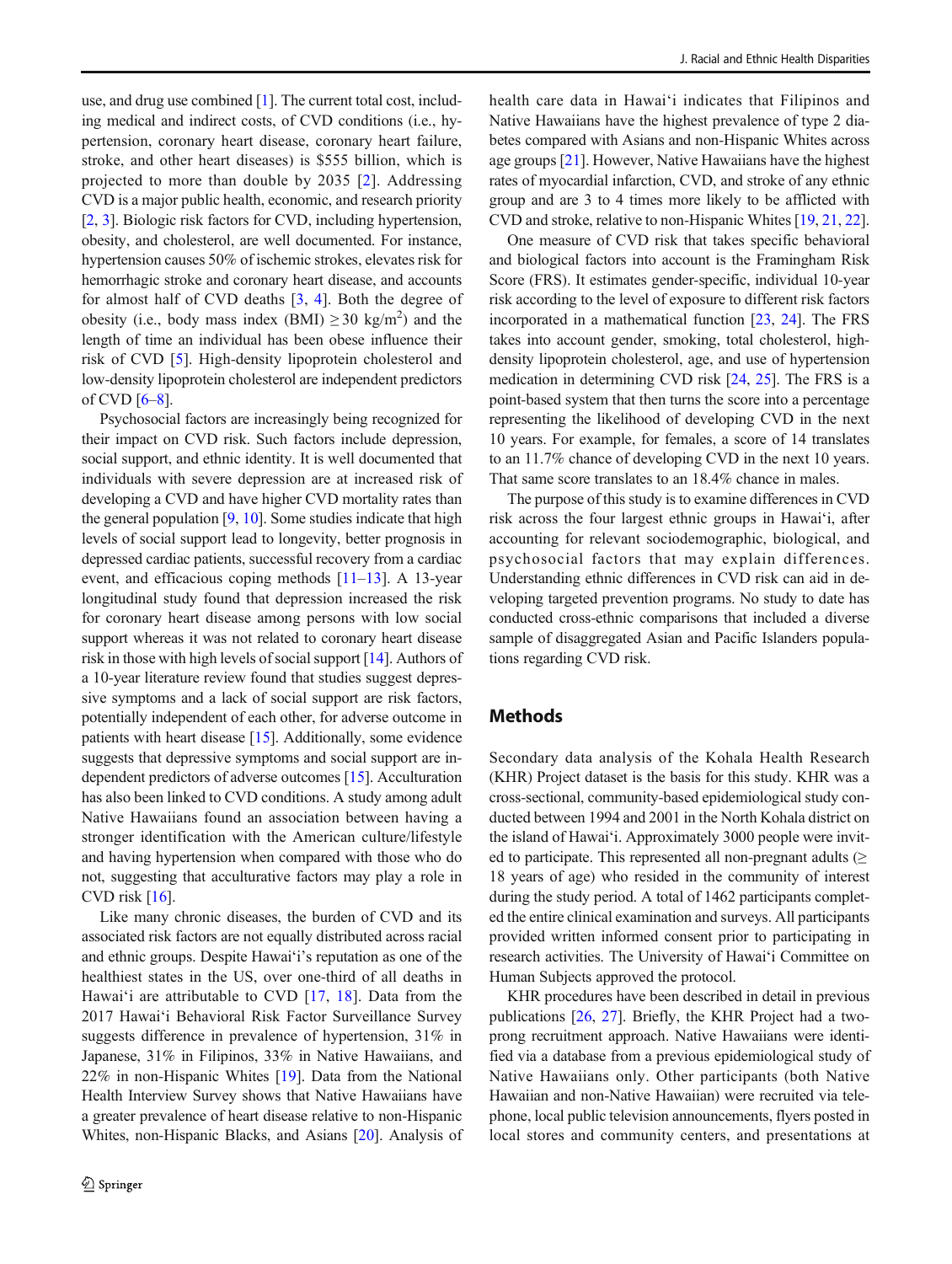use, and drug use combined [1]. The current total cost, including medical and indirect costs, of CVD conditions (i.e., hypertension, coronary heart disease, coronary heart failure, stroke, and other heart diseases) is $555 billion, which is projected to more than double by 2035 [2]. Addressing CVD is a major public health, economic, and research priority [2, 3]. Biologic risk factors for CVD, including hypertension, obesity, and cholesterol, are well documented. For instance, hypertension causes 50% of ischemic strokes, elevates risk for hemorrhagic stroke and coronary heart disease, and accounts for almost half of CVD deaths [3, 4]. Both the degree of obesity (i.e., body mass index (BMI) $\geq 30$ kg/m$^2$) and the length of time an individual has been obese influence their risk of CVD [5]. High-density lipoprotein cholesterol and low-density lipoprotein cholesterol are independent predictors of CVD [6–8].

Psychosocial factors are increasingly being recognized for their impact on CVD risk. Such factors include depression, social support, and ethnic identity. It is well documented that individuals with severe depression are at increased risk of developing a CVD and have higher CVD mortality rates than the general population [9, 10]. Some studies indicate that high levels of social support lead to longevity, better prognosis in depressed cardiac patients, successful recovery from a cardiac event, and efficacious coping methods [11–13]. A 13-year longitudinal study found that depression increased the risk for coronary heart disease among persons with low social support whereas it was not related to coronary heart disease risk in those with high levels of social support [14]. Authors of a 10-year literature review found that studies suggest depressive symptoms and a lack of social support are risk factors, potentially independent of each other, for adverse outcome in patients with heart disease [15]. Additionally, some evidence suggests that depressive symptoms and social support are independent predictors of adverse outcomes [15]. Acculturation has also been linked to CVD conditions. A study among adult Native Hawaiians found an association between having a stronger identification with the American culture/lifestyle and having hypertension when compared with those who do not, suggesting that acculturative factors may play a role in CVD risk [16].

Like many chronic diseases, the burden of CVD and its associated risk factors are not equally distributed across racial and ethnic groups. Despite Hawai'i's reputation as one of the healthiest states in the US, over one-third of all deaths in Hawai'i are attributable to CVD [17, 18]. Data from the 2017 Hawai'i Behavioral Risk Factor Surveillance Survey suggests difference in prevalence of hypertension, 31% in Japanese, 31% in Filipinos, 33% in Native Hawaiians, and 22% in non-Hispanic Whites [19]. Data from the National Health Interview Survey shows that Native Hawaiians have a greater prevalence of heart disease relative to non-Hispanic Whites, non-Hispanic Blacks, and Asians [20]. Analysis of health care data in Hawai'i indicates that Filipinos and Native Hawaiians have the highest prevalence of type 2 diabetes compared with Asians and non-Hispanic Whites across age groups [21]. However, Native Hawaiians have the highest rates of myocardial infarction, CVD, and stroke of any ethnic group and are 3 to 4 times more likely to be afflicted with CVD and stroke, relative to non-Hispanic Whites [19, 21, 22].

One measure of CVD risk that takes specific behavioral and biological factors into account is the Framingham Risk Score (FRS). It estimates gender-specific, individual 10-year risk according to the level of exposure to different risk factors incorporated in a mathematical function [23, 24]. The FRS takes into account gender, smoking, total cholesterol, high-density lipoprotein cholesterol, age, and use of hypertension medication in determining CVD risk [24, 25]. The FRS is a point-based system that then turns the score into a percentage representing the likelihood of developing CVD in the next 10 years. For example, for females, a score of 14 translates to an 11.7% chance of developing CVD in the next 10 years. That same score translates to an 18.4% chance in males.

The purpose of this study is to examine differences in CVD risk across the four largest ethnic groups in Hawai'i, after accounting for relevant sociodemographic, biological, and psychosocial factors that may explain differences. Understanding ethnic differences in CVD risk can aid in developing targeted prevention programs. No study to date has conducted cross-ethnic comparisons that included a diverse sample of disaggregated Asian and Pacific Islanders populations regarding CVD risk.

## Methods

Secondary data analysis of the Kohala Health Research (KHR) Project dataset is the basis for this study. KHR was a cross-sectional, community-based epidemiological study conducted between 1994 and 2001 in the North Kohala district on the island of Hawai'i. Approximately 3000 people were invited to participate. This represented all non-pregnant adults ($\geq$ 18 years of age) who resided in the community of interest during the study period. A total of 1462 participants completed the entire clinical examination and surveys. All participants provided written informed consent prior to participating in research activities. The University of Hawai'i Committee on Human Subjects approved the protocol.

KHR procedures have been described in detail in previous publications [26, 27]. Briefly, the KHR Project had a two-prong recruitment approach. Native Hawaiians were identified via a database from a previous epidemiological study of Native Hawaiians only. Other participants (both Native Hawaiian and non-Native Hawaiian) were recruited via telephone, local public television announcements, flyers posted in local stores and community centers, and presentations at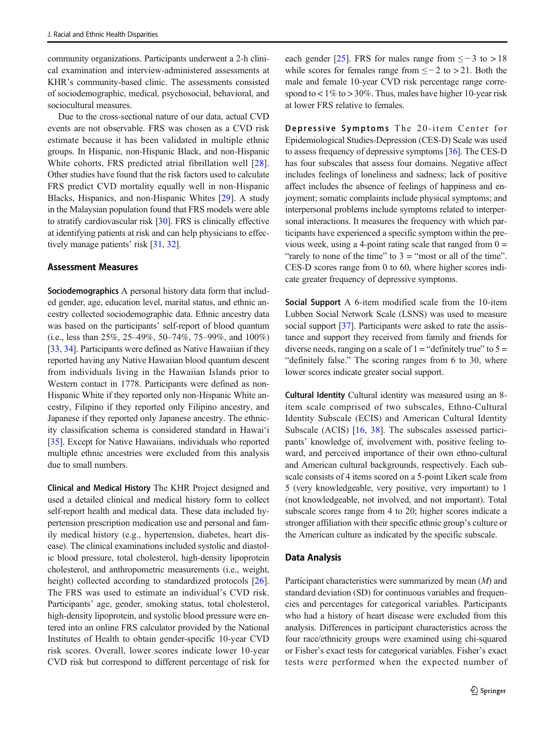community organizations. Participants underwent a 2-h clinical examination and interview-administered assessments at KHR's community-based clinic. The assessments consisted of sociodemographic, medical, psychosocial, behavioral, and sociocultural measures.

Due to the cross-sectional nature of our data, actual CVD events are not observable. FRS was chosen as a CVD risk estimate because it has been validated in multiple ethnic groups. In Hispanic, non-Hispanic Black, and non-Hispanic White cohorts, FRS predicted atrial fibrillation well [28]. Other studies have found that the risk factors used to calculate FRS predict CVD mortality equally well in non-Hispanic Blacks, Hispanics, and non-Hispanic Whites [29]. A study in the Malaysian population found that FRS models were able to stratify cardiovascular risk [30]. FRS is clinically effective at identifying patients at risk and can help physicians to effectively manage patients' risk [31, 32].

## Assessment Measures

**Sociodemographics** A personal history data form that included gender, age, education level, marital status, and ethnic ancestry collected sociodemographic data. Ethnic ancestry data was based on the participants' self-report of blood quantum (i.e., less than 25%, 25–49%, 50–74%, 75–99%, and 100%) [33, 34]. Participants were defined as Native Hawaiian if they reported having any Native Hawaiian blood quantum descent from individuals living in the Hawaiian Islands prior to Western contact in 1778. Participants were defined as non-Hispanic White if they reported only non-Hispanic White ancestry, Filipino if they reported only Filipino ancestry, and Japanese if they reported only Japanese ancestry. The ethnicity classification schema is considered standard in Hawaiʻi [35]. Except for Native Hawaiians, individuals who reported multiple ethnic ancestries were excluded from this analysis due to small numbers.

**Clinical and Medical History** The KHR Project designed and used a detailed clinical and medical history form to collect self-report health and medical data. These data included hypertension prescription medication use and personal and family medical history (e.g., hypertension, diabetes, heart disease). The clinical examinations included systolic and diastolic blood pressure, total cholesterol, high-density lipoprotein cholesterol, and anthropometric measurements (i.e., weight, height) collected according to standardized protocols [26]. The FRS was used to estimate an individual's CVD risk. Participants' age, gender, smoking status, total cholesterol, high-density lipoprotein, and systolic blood pressure were entered into an online FRS calculator provided by the National Institutes of Health to obtain gender-specific 10-year CVD risk scores. Overall, lower scores indicate lower 10-year CVD risk but correspond to different percentage of risk for each gender [25]. FRS for males range from $\leq -3$ to $> 18$ while scores for females range from $\leq -2$ to $> 21$. Both the male and female 10-year CVD risk percentage range correspond to $< 1\%$ to $> 30\%$. Thus, males have higher 10-year risk at lower FRS relative to females.

**Depressive Symptoms** The 20-item Center for Epidemiological Studies-Depression (CES-D) Scale was used to assess frequency of depressive symptoms [36]. The CES-D has four subscales that assess four domains. Negative affect includes feelings of loneliness and sadness; lack of positive affect includes the absence of feelings of happiness and enjoyment; somatic complaints include physical symptoms; and interpersonal problems include symptoms related to interpersonal interactions. It measures the frequency with which participants have experienced a specific symptom within the previous week, using a 4-point rating scale that ranged from 0 = "rarely to none of the time" to 3 = "most or all of the time". CES-D scores range from 0 to 60, where higher scores indicate greater frequency of depressive symptoms.

**Social Support** A 6-item modified scale from the 10-item Lubben Social Network Scale (LSNS) was used to measure social support [37]. Participants were asked to rate the assistance and support they received from family and friends for diverse needs, ranging on a scale of 1 = "definitely true" to 5 = "definitely false." The scoring ranges from 6 to 30, where lower scores indicate greater social support.

**Cultural Identity** Cultural identity was measured using an 8-item scale comprised of two subscales, Ethno-Cultural Identity Subscale (ECIS) and American Cultural Identity Subscale (ACIS) [16, 38]. The subscales assessed participants' knowledge of, involvement with, positive feeling toward, and perceived importance of their own ethno-cultural and American cultural backgrounds, respectively. Each subscale consists of 4 items scored on a 5-point Likert scale from 5 (very knowledgeable, very positive, very important) to 1 (not knowledgeable, not involved, and not important). Total subscale scores range from 4 to 20; higher scores indicate a stronger affiliation with their specific ethnic group's culture or the American culture as indicated by the specific subscale.

## Data Analysis

Participant characteristics were summarized by mean (*M*) and standard deviation (SD) for continuous variables and frequencies and percentages for categorical variables. Participants who had a history of heart disease were excluded from this analysis. Differences in participant characteristics across the four race/ethnicity groups were examined using chi-squared or Fisher's exact tests for categorical variables. Fisher's exact tests were performed when the expected number of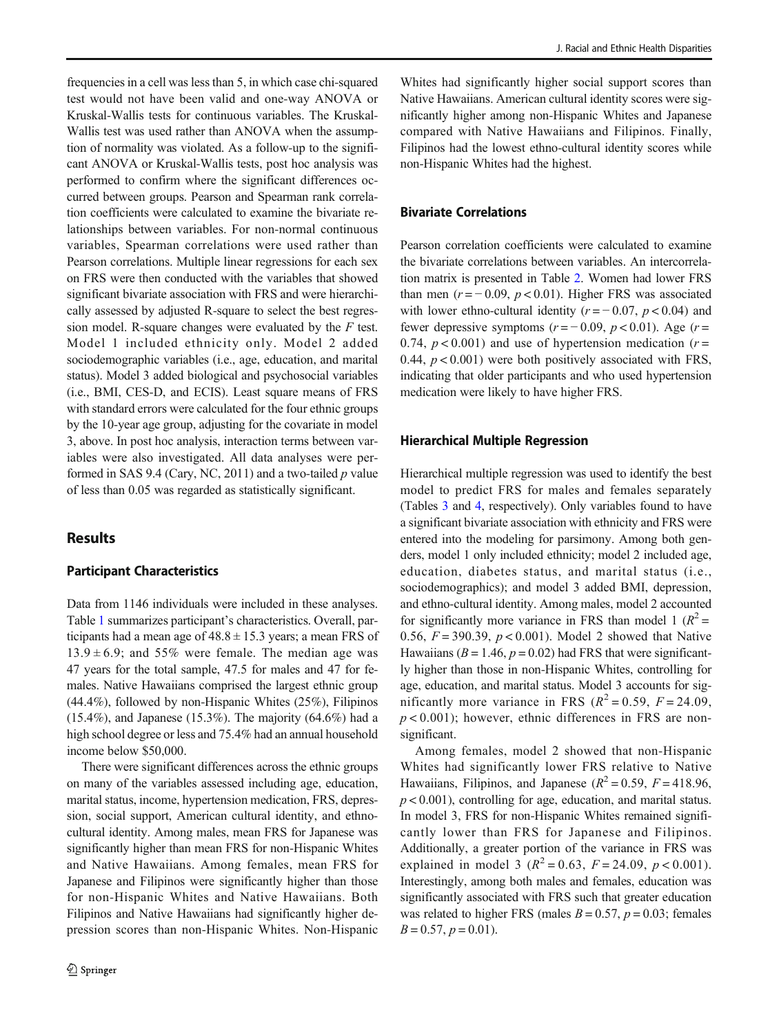frequencies in a cell was less than 5, in which case chi-squared test would not have been valid and one-way ANOVA or Kruskal-Wallis tests for continuous variables. The Kruskal-Wallis test was used rather than ANOVA when the assumption of normality was violated. As a follow-up to the significant ANOVA or Kruskal-Wallis tests, post hoc analysis was performed to confirm where the significant differences occurred between groups. Pearson and Spearman rank correlation coefficients were calculated to examine the bivariate relationships between variables. For non-normal continuous variables, Spearman correlations were used rather than Pearson correlations. Multiple linear regressions for each sex on FRS were then conducted with the variables that showed significant bivariate association with FRS and were hierarchically assessed by adjusted R-square to select the best regression model. R-square changes were evaluated by the $F$ test. Model 1 included ethnicity only. Model 2 added sociodemographic variables (i.e., age, education, and marital status). Model 3 added biological and psychosocial variables (i.e., BMI, CES-D, and ECIS). Least square means of FRS with standard errors were calculated for the four ethnic groups by the 10-year age group, adjusting for the covariate in model 3, above. In post hoc analysis, interaction terms between variables were also investigated. All data analyses were performed in SAS 9.4 (Cary, NC, 2011) and a two-tailed $p$ value of less than 0.05 was regarded as statistically significant.

## Results

### Participant Characteristics

Data from 1146 individuals were included in these analyses. Table 1 summarizes participant's characteristics. Overall, participants had a mean age of $48.8 \pm 15.3$ years; a mean FRS of $13.9 \pm 6.9$; and 55% were female. The median age was 47 years for the total sample, 47.5 for males and 47 for females. Native Hawaiians comprised the largest ethnic group (44.4%), followed by non-Hispanic Whites (25%), Filipinos (15.4%), and Japanese (15.3%). The majority (64.6%) had a high school degree or less and 75.4% had an annual household income below \$50,000.

There were significant differences across the ethnic groups on many of the variables assessed including age, education, marital status, income, hypertension medication, FRS, depression, social support, American cultural identity, and ethno-cultural identity. Among males, mean FRS for Japanese was significantly higher than mean FRS for non-Hispanic Whites and Native Hawaiians. Among females, mean FRS for Japanese and Filipinos were significantly higher than those for non-Hispanic Whites and Native Hawaiians. Both Filipinos and Native Hawaiians had significantly higher depression scores than non-Hispanic Whites. Non-Hispanic Whites had significantly higher social support scores than Native Hawaiians. American cultural identity scores were significantly higher among non-Hispanic Whites and Japanese compared with Native Hawaiians and Filipinos. Finally, Filipinos had the lowest ethno-cultural identity scores while non-Hispanic Whites had the highest.

### Bivariate Correlations

Pearson correlation coefficients were calculated to examine the bivariate correlations between variables. An intercorrelation matrix is presented in Table 2. Women had lower FRS than men ($r = -0.09$, $p < 0.01$). Higher FRS was associated with lower ethno-cultural identity ($r = -0.07$, $p < 0.04$) and fewer depressive symptoms ($r = -0.09$, $p < 0.01$). Age ($r = 0.74$, $p < 0.001$) and use of hypertension medication ($r = 0.44$, $p < 0.001$) were both positively associated with FRS, indicating that older participants and who used hypertension medication were likely to have higher FRS.

### Hierarchical Multiple Regression

Hierarchical multiple regression was used to identify the best model to predict FRS for males and females separately (Tables 3 and 4, respectively). Only variables found to have a significant bivariate association with ethnicity and FRS were entered into the modeling for parsimony. Among both genders, model 1 only included ethnicity; model 2 included age, education, diabetes status, and marital status (i.e., sociodemographics); and model 3 added BMI, depression, and ethno-cultural identity. Among males, model 2 accounted for significantly more variance in FRS than model 1 ($R^2 = 0.56$, $F = 390.39$, $p < 0.001$). Model 2 showed that Native Hawaiians ($B = 1.46$, $p = 0.02$) had FRS that were significantly higher than those in non-Hispanic Whites, controlling for age, education, and marital status. Model 3 accounts for significantly more variance in FRS ($R^2 = 0.59$, $F = 24.09$, $p < 0.001$); however, ethnic differences in FRS are non-significant.

Among females, model 2 showed that non-Hispanic Whites had significantly lower FRS relative to Native Hawaiians, Filipinos, and Japanese ($R^2 = 0.59$, $F = 418.96$, $p < 0.001$), controlling for age, education, and marital status. In model 3, FRS for non-Hispanic Whites remained significantly lower than FRS for Japanese and Filipinos. Additionally, a greater portion of the variance in FRS was explained in model 3 ($R^2 = 0.63$, $F = 24.09$, $p < 0.001$). Interestingly, among both males and females, education was significantly associated with FRS such that greater education was related to higher FRS (males $B = 0.57$, $p = 0.03$; females $B = 0.57$, $p = 0.01$).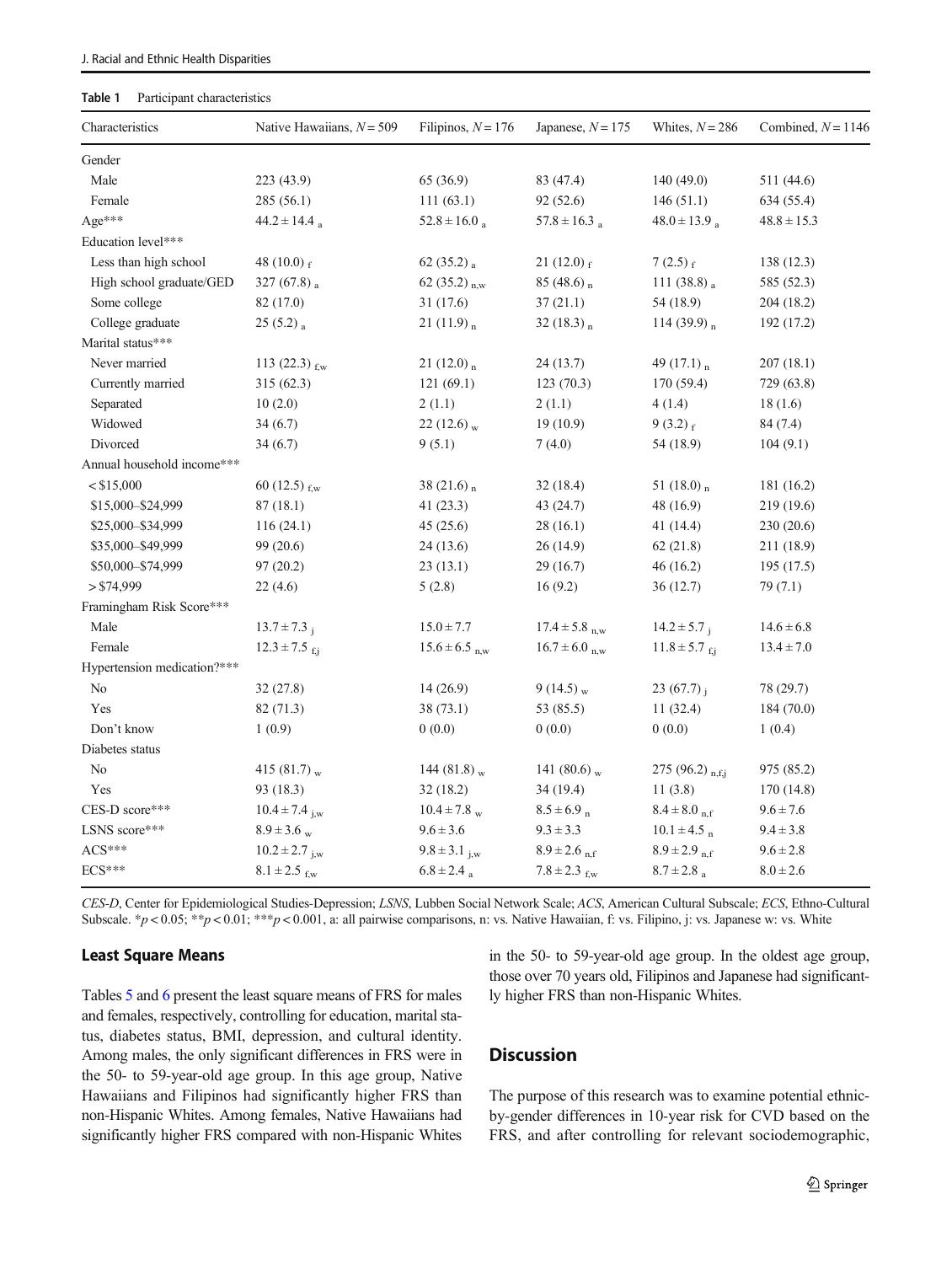**Table 1** Participant characteristics

| Characteristics | Native Hawaiians, $N = 509$ | Filipinos, $N = 176$ | Japanese, $N = 175$ | Whites, $N = 286$ | Combined, $N = 1146$ |
|---|---|---|---|---|---|
| Gender | | | | | |
| Male | 223 (43.9) | 65 (36.9) | 83 (47.4) | 140 (49.0) | 511 (44.6) |
| Female | 285 (56.1) | 111 (63.1) | 92 (52.6) | 146 (51.1) | 634 (55.4) |
| Age*** | $44.2 \pm 14.4_{a}$ | $52.8 \pm 16.0_{a}$ | $57.8 \pm 16.3_{a}$ | $48.0 \pm 13.9_{a}$ | $48.8 \pm 15.3$ |
| Education level*** | | | | | |
| Less than high school | $48 (10.0)_{f}$ | $62 (35.2)_{a}$ | $21 (12.0)_{f}$ | $7 (2.5)_{f}$ | 138 (12.3) |
| High school graduate/GED | $327 (67.8)_{a}$ | $62 (35.2)_{n,w}$ | $85 (48.6)_{n}$ | $111 (38.8)_{a}$ | 585 (52.3) |
| Some college | 82 (17.0) | 31 (17.6) | 37 (21.1) | 54 (18.9) | 204 (18.2) |
| College graduate | $25 (5.2)_{a}$ | $21 (11.9)_{n}$ | $32 (18.3)_{n}$ | $114 (39.9)_{n}$ | 192 (17.2) |
| Marital status*** | | | | | |
| Never married | $113 (22.3)_{f,w}$ | $21 (12.0)_{n}$ | 24 (13.7) | $49 (17.1)_{n}$ | 207 (18.1) |
| Currently married | 315 (62.3) | 121 (69.1) | 123 (70.3) | 170 (59.4) | 729 (63.8) |
| Separated | 10 (2.0) | 2 (1.1) | 2 (1.1) | 4 (1.4) | 18 (1.6) |
| Widowed | 34 (6.7) | $22 (12.6)_{w}$ | 19 (10.9) | $9 (3.2)_{f}$ | 84 (7.4) |
| Divorced | 34 (6.7) | 9 (5.1) | 7 (4.0) | 54 (18.9) | 104 (9.1) |
| Annual household income*** | | | | | |
| < \$15,000 | $60 (12.5)_{f,w}$ | $38 (21.6)_{n}$ | 32 (18.4) | $51 (18.0)_{n}$ | 181 (16.2) |
| \$15,000–\$24,999 | 87 (18.1) | 41 (23.3) | 43 (24.7) | 48 (16.9) | 219 (19.6) |
| \$25,000–\$34,999 | 116 (24.1) | 45 (25.6) | 28 (16.1) | 41 (14.4) | 230 (20.6) |
| \$35,000–\$49,999 | 99 (20.6) | 24 (13.6) | 26 (14.9) | 62 (21.8) | 211 (18.9) |
| \$50,000–\$74,999 | 97 (20.2) | 23 (13.1) | 29 (16.7) | 46 (16.2) | 195 (17.5) |
| > \$74,999 | 22 (4.6) | 5 (2.8) | 16 (9.2) | 36 (12.7) | 79 (7.1) |
| Framingham Risk Score*** | | | | | |
| Male | $13.7 \pm 7.3_{j}$ | $15.0 \pm 7.7$ | $17.4 \pm 5.8_{n,w}$ | $14.2 \pm 5.7_{j}$ | $14.6 \pm 6.8$ |
| Female | $12.3 \pm 7.5_{f,j}$ | $15.6 \pm 6.5_{n,w}$ | $16.7 \pm 6.0_{n,w}$ | $11.8 \pm 5.7_{f,j}$ | $13.4 \pm 7.0$ |
| Hypertension medication?*** | | | | | |
| No | 32 (27.8) | 14 (26.9) | $9 (14.5)_{w}$ | $23 (67.7)_{j}$ | 78 (29.7) |
| Yes | 82 (71.3) | 38 (73.1) | 53 (85.5) | 11 (32.4) | 184 (70.0) |
| Don't know | 1 (0.9) | 0 (0.0) | 0 (0.0) | 0 (0.0) | 1 (0.4) |
| Diabetes status | | | | | |
| No | $415 (81.7)_{w}$ | $144 (81.8)_{w}$ | $141 (80.6)_{w}$ | $275 (96.2)_{n,f,j}$ | 975 (85.2) |
| Yes | 93 (18.3) | 32 (18.2) | 34 (19.4) | 11 (3.8) | 170 (14.8) |
| CES-D score*** | $10.4 \pm 7.4_{j,w}$ | $10.4 \pm 7.8_{w}$ | $8.5 \pm 6.9_{n}$ | $8.4 \pm 8.0_{n,f}$ | $9.6 \pm 7.6$ |
| LSNS score*** | $8.9 \pm 3.6_{w}$ | $9.6 \pm 3.6$ | $9.3 \pm 3.3$ | $10.1 \pm 4.5_{n}$ | $9.4 \pm 3.8$ |
| ACS*** | $10.2 \pm 2.7_{j,w}$ | $9.8 \pm 3.1_{j,w}$ | $8.9 \pm 2.6_{n,f}$ | $8.9 \pm 2.9_{n,f}$ | $9.6 \pm 2.8$ |
| ECS*** | $8.1 \pm 2.5_{f,w}$ | $6.8 \pm 2.4_{a}$ | $7.8 \pm 2.3_{f,w}$ | $8.7 \pm 2.8_{a}$ | $8.0 \pm 2.6$ |

*CES-D*, Center for Epidemiological Studies-Depression; *LSNS*, Lubben Social Network Scale; *ACS*, American Cultural Subscale; *ECS*, Ethno-Cultural Subscale. $*p < 0.05$; $**p < 0.01$; $***p < 0.001$, a: all pairwise comparisons, n: vs. Native Hawaiian, f: vs. Filipino, j: vs. Japanese w: vs. White

## Least Square Means

Tables 5 and 6 present the least square means of FRS for males and females, respectively, controlling for education, marital status, diabetes status, BMI, depression, and cultural identity. Among males, the only significant differences in FRS were in the 50- to 59-year-old age group. In this age group, Native Hawaiians and Filipinos had significantly higher FRS than non-Hispanic Whites. Among females, Native Hawaiians had significantly higher FRS compared with non-Hispanic Whites in the 50- to 59-year-old age group. In the oldest age group, those over 70 years old, Filipinos and Japanese had significantly higher FRS than non-Hispanic Whites.

## Discussion

The purpose of this research was to examine potential ethnic-by-gender differences in 10-year risk for CVD based on the FRS, and after controlling for relevant sociodemographic,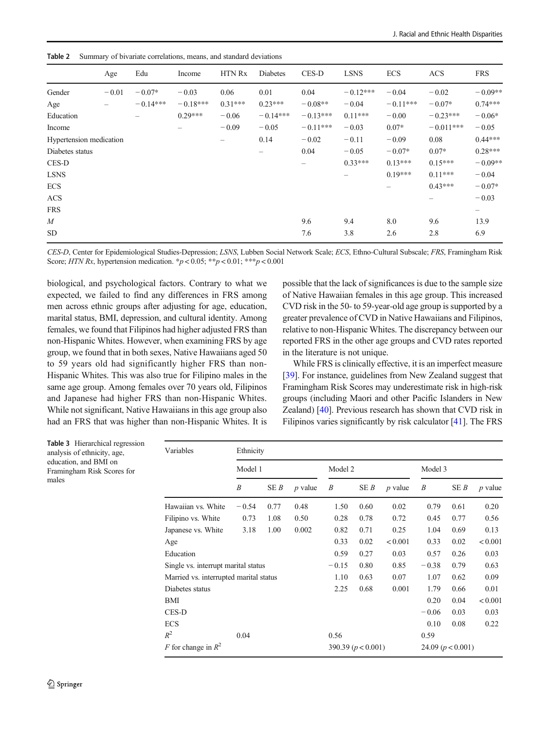**Table 2** Summary of bivariate correlations, means, and standard deviations

| | Age | Edu | Income | HTN Rx | Diabetes | CES-D | LSNS | ECS | ACS | FRS |
|---|---|---|---|---|---|---|---|---|---|---|
| Gender | − 0.01 | − 0.07* | − 0.03 | 0.06 | 0.01 | 0.04 | − 0.12*** | − 0.04 | − 0.02 | − 0.09** |
| Age | – | − 0.14*** | − 0.18*** | 0.31*** | 0.23*** | − 0.08** | − 0.04 | − 0.11*** | − 0.07* | 0.74*** |
| Education | | – | 0.29*** | − 0.06 | − 0.14*** | − 0.13*** | 0.11*** | − 0.00 | − 0.23*** | − 0.06* |
| Income | | | – | − 0.09 | − 0.05 | − 0.11*** | − 0.03 | 0.07* | − 0.011*** | − 0.05 |
| Hypertension medication | | | | – | 0.14 | − 0.02 | − 0.11 | − 0.09 | 0.08 | 0.44*** |
| Diabetes status | | | | | – | 0.04 | − 0.05 | − 0.07* | 0.07* | 0.28*** |
| CES-D | | | | | | – | 0.33*** | 0.13*** | 0.15*** | − 0.09** |
| LSNS | | | | | | | – | 0.19*** | 0.11*** | − 0.04 |
| ECS | | | | | | | | – | 0.43*** | − 0.07* |
| ACS | | | | | | | | | – | − 0.03 |
| FRS | | | | | | | | | | – |
| *M* | | | | | | 9.6 | 9.4 | 8.0 | 9.6 | 13.9 |
| SD | | | | | | 7.6 | 3.8 | 2.6 | 2.8 | 6.9 |

*CES-D*, Center for Epidemiological Studies-Depression; *LSNS*, Lubben Social Network Scale; *ECS*, Ethno-Cultural Subscale; *FRS*, Framingham Risk Score; *HTN Rx*, hypertension medication. *$p < 0.05$; **$p < 0.01$; ***$p < 0.001$

biological, and psychological factors. Contrary to what we expected, we failed to find any differences in FRS among men across ethnic groups after adjusting for age, education, marital status, BMI, depression, and cultural identity. Among females, we found that Filipinos had higher adjusted FRS than non-Hispanic Whites. However, when examining FRS by age group, we found that in both sexes, Native Hawaiians aged 50 to 59 years old had significantly higher FRS than non-Hispanic Whites. This was also true for Filipino males in the same age group. Among females over 70 years old, Filipinos and Japanese had higher FRS than non-Hispanic Whites. While not significant, Native Hawaiians in this age group also had an FRS that was higher than non-Hispanic Whites. It is possible that the lack of significances is due to the sample size of Native Hawaiian females in this age group. This increased CVD risk in the 50- to 59-year-old age group is supported by a greater prevalence of CVD in Native Hawaiians and Filipinos, relative to non-Hispanic Whites. The discrepancy between our reported FRS in the other age groups and CVD rates reported in the literature is not unique.

While FRS is clinically effective, it is an imperfect measure [39]. For instance, guidelines from New Zealand suggest that Framingham Risk Scores may underestimate risk in high-risk groups (including Maori and other Pacific Islanders in New Zealand) [40]. Previous research has shown that CVD risk in Filipinos varies significantly by risk calculator [41]. The FRS

**Table 3** Hierarchical regression analysis of ethnicity, age, education, and BMI on Framingham Risk Scores for males

| Variables | Ethnicity | | | | | | | | |
|---|---|---|---|---|---|---|---|---|---|
| | Model 1 | | | Model 2 | | | Model 3 | | |
| | *B* | SE *B* | *p* value | *B* | SE *B* | *p* value | *B* | SE *B* | *p* value |
| Hawaiian vs. White | − 0.54 | 0.77 | 0.48 | 1.50 | 0.60 | 0.02 | 0.79 | 0.61 | 0.20 |
| Filipino vs. White | 0.73 | 1.08 | 0.50 | 0.28 | 0.78 | 0.72 | 0.45 | 0.77 | 0.56 |
| Japanese vs. White | 3.18 | 1.00 | 0.002 | 0.82 | 0.71 | 0.25 | 1.04 | 0.69 | 0.13 |
| Age | | | | 0.33 | 0.02 | < 0.001 | 0.33 | 0.02 | < 0.001 |
| Education | | | | 0.59 | 0.27 | 0.03 | 0.57 | 0.26 | 0.03 |
| Single vs. interrupt marital status | | | | − 0.15 | 0.80 | 0.85 | − 0.38 | 0.79 | 0.63 |
| Married vs. interrupted marital status | | | | 1.10 | 0.63 | 0.07 | 1.07 | 0.62 | 0.09 |
| Diabetes status | | | | 2.25 | 0.68 | 0.001 | 1.79 | 0.66 | 0.01 |
| BMI | | | | | | | 0.20 | 0.04 | < 0.001 |
| CES-D | | | | | | | − 0.06 | 0.03 | 0.03 |
| ECS | | | | | | | 0.10 | 0.08 | 0.22 |
| $R^2$ | 0.04 | | | 0.56 | | | 0.59 | | |
| *F* for change in $R^2$ | | | | 390.39 ($p < 0.001$) | | | 24.09 ($p < 0.001$) | | |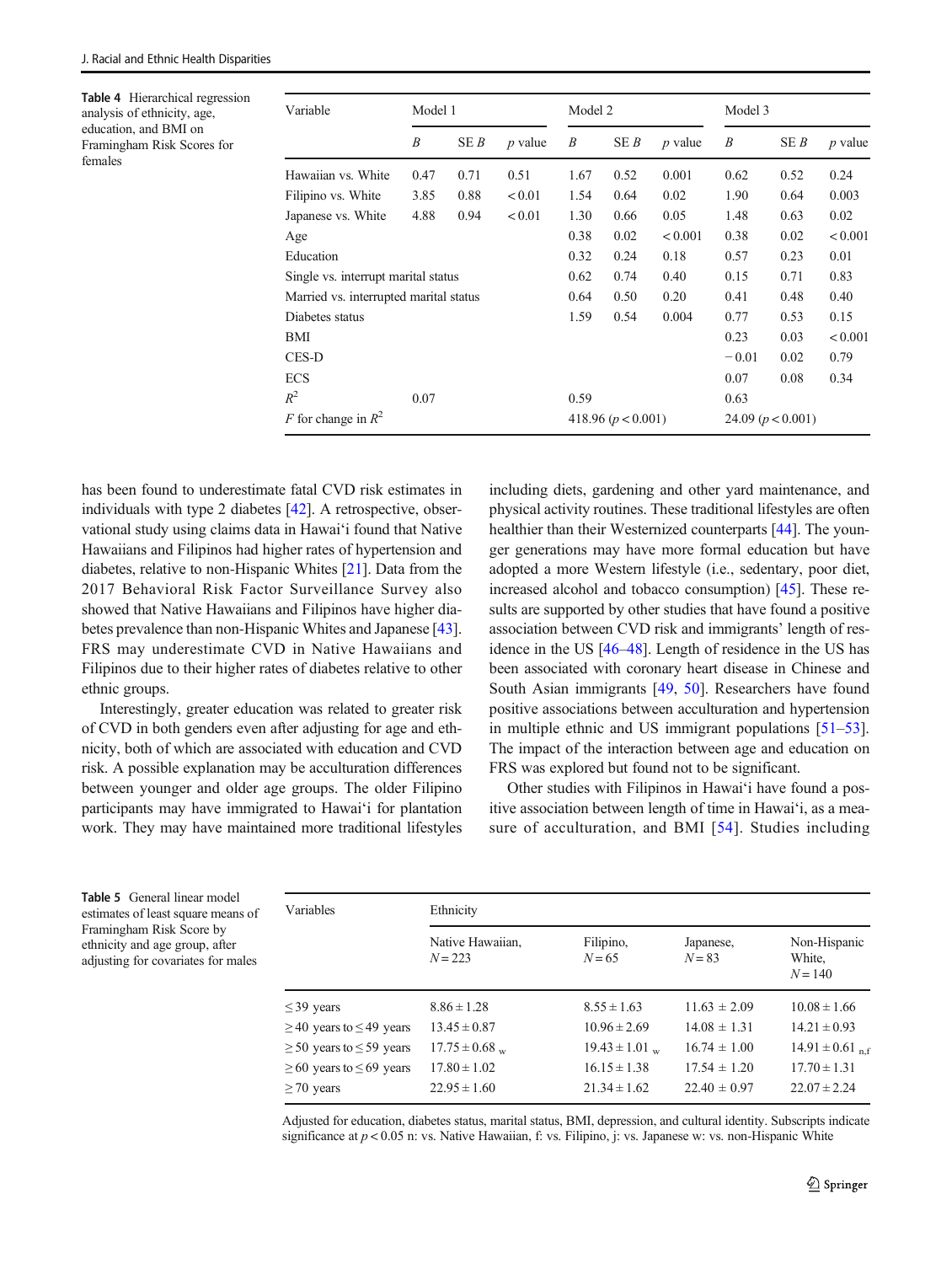Table 4 Hierarchical regression analysis of ethnicity, age, education, and BMI on Framingham Risk Scores for females

| Variable | Model 1 | | | Model 2 | | | Model 3 | | |
|---|---|---|---|---|---|---|---|---|---|
| | *B* | SE *B* | *p* value | *B* | SE *B* | *p* value | *B* | SE *B* | *p* value |
| Hawaiian vs. White | 0.47 | 0.71 | 0.51 | 1.67 | 0.52 | 0.001 | 0.62 | 0.52 | 0.24 |
| Filipino vs. White | 3.85 | 0.88 | < 0.01 | 1.54 | 0.64 | 0.02 | 1.90 | 0.64 | 0.003 |
| Japanese vs. White | 4.88 | 0.94 | < 0.01 | 1.30 | 0.66 | 0.05 | 1.48 | 0.63 | 0.02 |
| Age | | | | 0.38 | 0.02 | < 0.001 | 0.38 | 0.02 | < 0.001 |
| Education | | | | 0.32 | 0.24 | 0.18 | 0.57 | 0.23 | 0.01 |
| Single vs. interrupt marital status | | | | 0.62 | 0.74 | 0.40 | 0.15 | 0.71 | 0.83 |
| Married vs. interrupted marital status | | | | 0.64 | 0.50 | 0.20 | 0.41 | 0.48 | 0.40 |
| Diabetes status | | | | 1.59 | 0.54 | 0.004 | 0.77 | 0.53 | 0.15 |
| BMI | | | | | | | 0.23 | 0.03 | < 0.001 |
| CES-D | | | | | | | − 0.01 | 0.02 | 0.79 |
| ECS | | | | | | | 0.07 | 0.08 | 0.34 |
| $R^2$ | 0.07 | | | 0.59 | | | 0.63 | | |
| *F* for change in $R^2$ | | | | 418.96 ($p < 0.001$) | | | 24.09 ($p < 0.001$) | | |

has been found to underestimate fatal CVD risk estimates in individuals with type 2 diabetes [42]. A retrospective, observational study using claims data in Hawai'i found that Native Hawaiians and Filipinos had higher rates of hypertension and diabetes, relative to non-Hispanic Whites [21]. Data from the 2017 Behavioral Risk Factor Surveillance Survey also showed that Native Hawaiians and Filipinos have higher diabetes prevalence than non-Hispanic Whites and Japanese [43]. FRS may underestimate CVD in Native Hawaiians and Filipinos due to their higher rates of diabetes relative to other ethnic groups.

Interestingly, greater education was related to greater risk of CVD in both genders even after adjusting for age and ethnicity, both of which are associated with education and CVD risk. A possible explanation may be acculturation differences between younger and older age groups. The older Filipino participants may have immigrated to Hawai'i for plantation work. They may have maintained more traditional lifestyles including diets, gardening and other yard maintenance, and physical activity routines. These traditional lifestyles are often healthier than their Westernized counterparts [44]. The younger generations may have more formal education but have adopted a more Western lifestyle (i.e., sedentary, poor diet, increased alcohol and tobacco consumption) [45]. These results are supported by other studies that have found a positive association between CVD risk and immigrants' length of residence in the US [46–48]. Length of residence in the US has been associated with coronary heart disease in Chinese and South Asian immigrants [49, 50]. Researchers have found positive associations between acculturation and hypertension in multiple ethnic and US immigrant populations [51–53]. The impact of the interaction between age and education on FRS was explored but found not to be significant.

Other studies with Filipinos in Hawai'i have found a positive association between length of time in Hawai'i, as a measure of acculturation, and BMI [54]. Studies including

Table 5 General linear model estimates of least square means of Framingham Risk Score by ethnicity and age group, after adjusting for covariates for males

| Variables | Ethnicity | | | |
|---|---|---|---|---|
| | Native Hawaiian, $N = 223$ | Filipino, $N = 65$ | Japanese, $N = 83$ | Non-Hispanic White, $N = 140$ |
| ≤ 39 years | 8.86 ± 1.28 | 8.55 ± 1.63 | 11.63 ± 2.09 | 10.08 ± 1.66 |
| ≥ 40 years to ≤ 49 years | 13.45 ± 0.87 | 10.96 ± 2.69 | 14.08 ± 1.31 | 14.21 ± 0.93 |
| ≥ 50 years to ≤ 59 years | 17.75 ± 0.68 $_{w}$ | 19.43 ± 1.01 $_{w}$ | 16.74 ± 1.00 | 14.91 ± 0.61 $_{n,f}$ |
| ≥ 60 years to ≤ 69 years | 17.80 ± 1.02 | 16.15 ± 1.38 | 17.54 ± 1.20 | 17.70 ± 1.31 |
| ≥ 70 years | 22.95 ± 1.60 | 21.34 ± 1.62 | 22.40 ± 0.97 | 22.07 ± 2.24 |

Adjusted for education, diabetes status, marital status, BMI, depression, and cultural identity. Subscripts indicate significance at $p < 0.05$ n: vs. Native Hawaiian, f: vs. Filipino, j: vs. Japanese w: vs. non-Hispanic White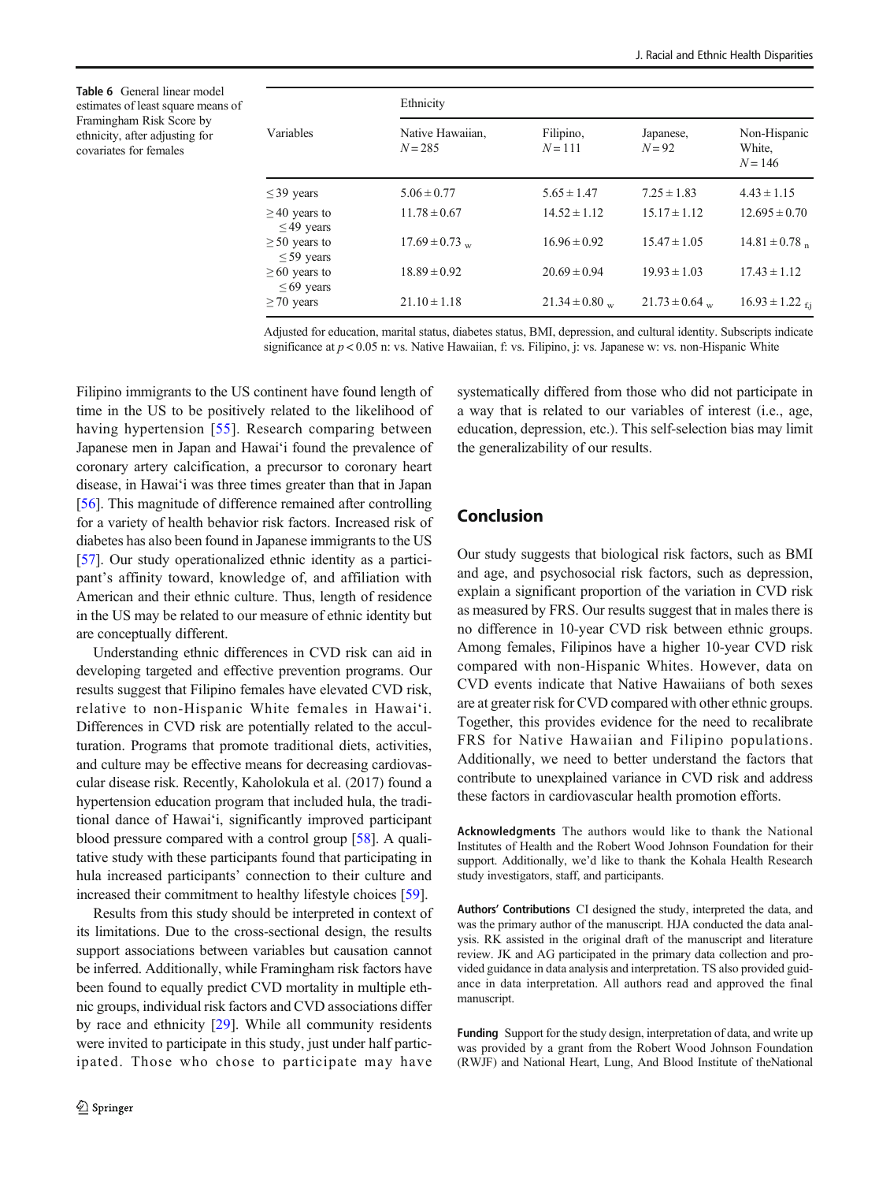Table 6 General linear model estimates of least square means of Framingham Risk Score by ethnicity, after adjusting for covariates for females

| Variables | Ethnicity | | | |
|---|---|---|---|---|
| | Native Hawaiian, $N = 285$ | Filipino, $N = 111$ | Japanese, $N = 92$ | Non-Hispanic White, $N = 146$ |
| ≤39 years | 5.06 ± 0.77 | 5.65 ± 1.47 | 7.25 ± 1.83 | 4.43 ± 1.15 |
| ≥40 years to ≤49 years | 11.78 ± 0.67 | 14.52 ± 1.12 | 15.17 ± 1.12 | 12.695 ± 0.70 |
| ≥50 years to ≤59 years | 17.69 ± 0.73 $_{w}$ | 16.96 ± 0.92 | 15.47 ± 1.05 | 14.81 ± 0.78 $_{n}$ |
| ≥60 years to ≤69 years | 18.89 ± 0.92 | 20.69 ± 0.94 | 19.93 ± 1.03 | 17.43 ± 1.12 |
| ≥70 years | 21.10 ± 1.18 | 21.34 ± 0.80 $_{w}$ | 21.73 ± 0.64 $_{w}$ | 16.93 ± 1.22 $_{f,j}$ |

Adjusted for education, marital status, diabetes status, BMI, depression, and cultural identity. Subscripts indicate significance at $p < 0.05$ n: vs. Native Hawaiian, f: vs. Filipino, j: vs. Japanese w: vs. non-Hispanic White

Filipino immigrants to the US continent have found length of time in the US to be positively related to the likelihood of having hypertension [55]. Research comparing between Japanese men in Japan and Hawai'i found the prevalence of coronary artery calcification, a precursor to coronary heart disease, in Hawai'i was three times greater than that in Japan [56]. This magnitude of difference remained after controlling for a variety of health behavior risk factors. Increased risk of diabetes has also been found in Japanese immigrants to the US [57]. Our study operationalized ethnic identity as a participant's affinity toward, knowledge of, and affiliation with American and their ethnic culture. Thus, length of residence in the US may be related to our measure of ethnic identity but are conceptually different.

Understanding ethnic differences in CVD risk can aid in developing targeted and effective prevention programs. Our results suggest that Filipino females have elevated CVD risk, relative to non-Hispanic White females in Hawai'i. Differences in CVD risk are potentially related to the acculturation. Programs that promote traditional diets, activities, and culture may be effective means for decreasing cardiovascular disease risk. Recently, Kaholokula et al. (2017) found a hypertension education program that included hula, the traditional dance of Hawai'i, significantly improved participant blood pressure compared with a control group [58]. A qualitative study with these participants found that participating in hula increased participants' connection to their culture and increased their commitment to healthy lifestyle choices [59].

Results from this study should be interpreted in context of its limitations. Due to the cross-sectional design, the results support associations between variables but causation cannot be inferred. Additionally, while Framingham risk factors have been found to equally predict CVD mortality in multiple ethnic groups, individual risk factors and CVD associations differ by race and ethnicity [29]. While all community residents were invited to participate in this study, just under half participated. Those who chose to participate may have systematically differed from those who did not participate in a way that is related to our variables of interest (i.e., age, education, depression, etc.). This self-selection bias may limit the generalizability of our results.

## Conclusion

Our study suggests that biological risk factors, such as BMI and age, and psychosocial risk factors, such as depression, explain a significant proportion of the variation in CVD risk as measured by FRS. Our results suggest that in males there is no difference in 10-year CVD risk between ethnic groups. Among females, Filipinos have a higher 10-year CVD risk compared with non-Hispanic Whites. However, data on CVD events indicate that Native Hawaiians of both sexes are at greater risk for CVD compared with other ethnic groups. Together, this provides evidence for the need to recalibrate FRS for Native Hawaiian and Filipino populations. Additionally, we need to better understand the factors that contribute to unexplained variance in CVD risk and address these factors in cardiovascular health promotion efforts.

**Acknowledgments** The authors would like to thank the National Institutes of Health and the Robert Wood Johnson Foundation for their support. Additionally, we'd like to thank the Kohala Health Research study investigators, staff, and participants.

**Authors' Contributions** CI designed the study, interpreted the data, and was the primary author of the manuscript. HJA conducted the data analysis. RK assisted in the original draft of the manuscript and literature review. JK and AG participated in the primary data collection and provided guidance in data analysis and interpretation. TS also provided guidance in data interpretation. All authors read and approved the final manuscript.

**Funding** Support for the study design, interpretation of data, and write up was provided by a grant from the Robert Wood Johnson Foundation (RWJF) and National Heart, Lung, And Blood Institute of theNational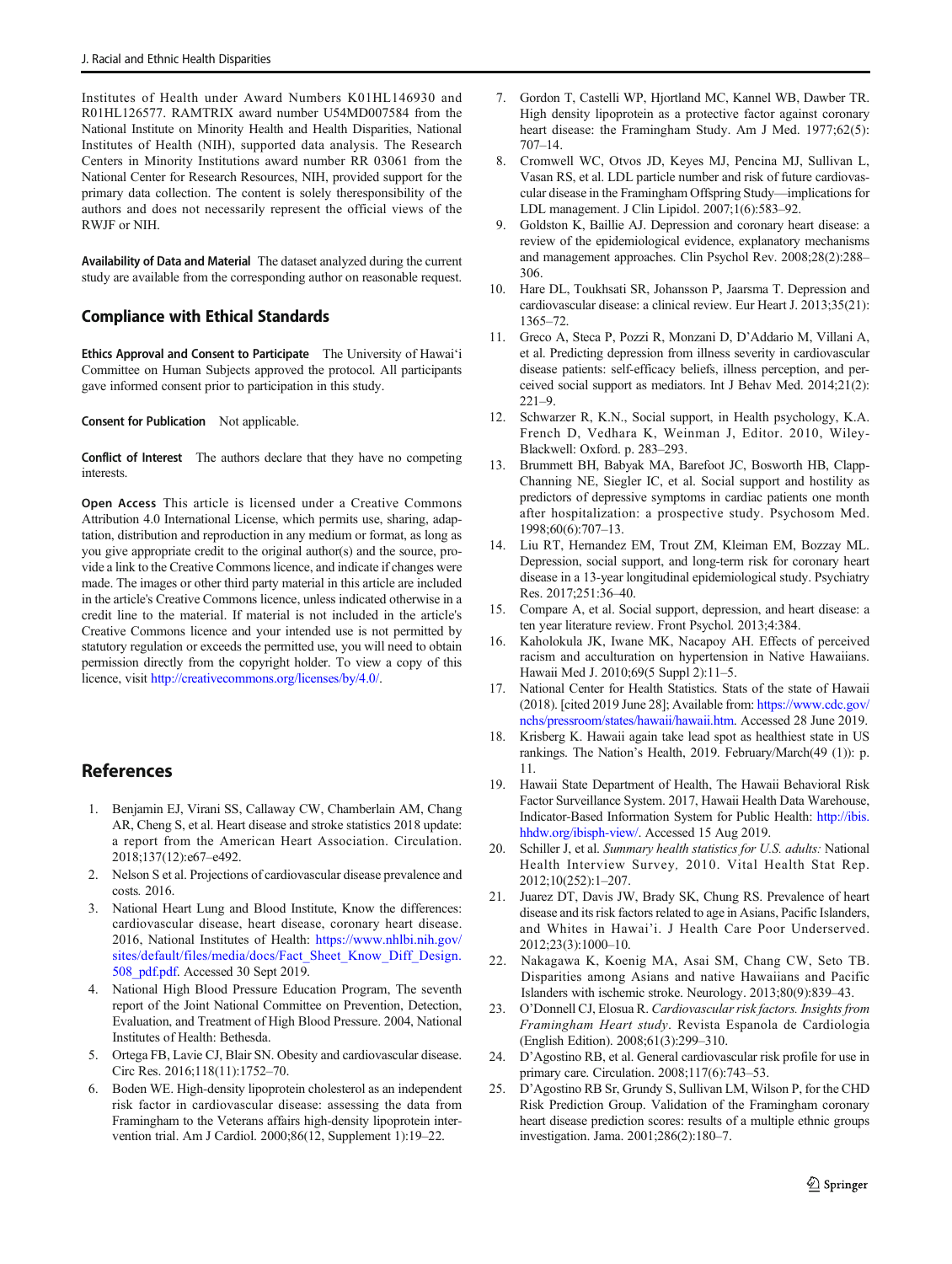Institutes of Health under Award Numbers K01HL146930 and R01HL126577. RAMTRIX award number U54MD007584 from the National Institute on Minority Health and Health Disparities, National Institutes of Health (NIH), supported data analysis. The Research Centers in Minority Institutions award number RR 03061 from the National Center for Research Resources, NIH, provided support for the primary data collection. The content is solely theresponsibility of the authors and does not necessarily represent the official views of the RWJF or NIH.

**Availability of Data and Material** The dataset analyzed during the current study are available from the corresponding author on reasonable request.

## Compliance with Ethical Standards

**Ethics Approval and Consent to Participate** The University of Hawaiʻi Committee on Human Subjects approved the protocol. All participants gave informed consent prior to participation in this study.

**Consent for Publication** Not applicable.

**Conflict of Interest** The authors declare that they have no competing interests.

**Open Access** This article is licensed under a Creative Commons Attribution 4.0 International License, which permits use, sharing, adaptation, distribution and reproduction in any medium or format, as long as you give appropriate credit to the original author(s) and the source, provide a link to the Creative Commons licence, and indicate if changes were made. The images or other third party material in this article are included in the article's Creative Commons licence, unless indicated otherwise in a credit line to the material. If material is not included in the article's Creative Commons licence and your intended use is not permitted by statutory regulation or exceeds the permitted use, you will need to obtain permission directly from the copyright holder. To view a copy of this licence, visit http://creativecommons.org/licenses/by/4.0/.

## References

1. Benjamin EJ, Virani SS, Callaway CW, Chamberlain AM, Chang AR, Cheng S, et al. Heart disease and stroke statistics 2018 update: a report from the American Heart Association. Circulation. 2018;137(12):e67–e492.
2. Nelson S et al. Projections of cardiovascular disease prevalence and costs. 2016.
3. National Heart Lung and Blood Institute, Know the differences: cardiovascular disease, heart disease, coronary heart disease. 2016, National Institutes of Health: https://www.nhlbi.nih.gov/sites/default/files/media/docs/Fact_Sheet_Know_Diff_Design.508_pdf.pdf. Accessed 30 Sept 2019.
4. National High Blood Pressure Education Program, The seventh report of the Joint National Committee on Prevention, Detection, Evaluation, and Treatment of High Blood Pressure. 2004, National Institutes of Health: Bethesda.
5. Ortega FB, Lavie CJ, Blair SN. Obesity and cardiovascular disease. Circ Res. 2016;118(11):1752–70.
6. Boden WE. High-density lipoprotein cholesterol as an independent risk factor in cardiovascular disease: assessing the data from Framingham to the Veterans affairs high-density lipoprotein intervention trial. Am J Cardiol. 2000;86(12, Supplement 1):19–22.
7. Gordon T, Castelli WP, Hjortland MC, Kannel WB, Dawber TR. High density lipoprotein as a protective factor against coronary heart disease: the Framingham Study. Am J Med. 1977;62(5):707–14.
8. Cromwell WC, Otvos JD, Keyes MJ, Pencina MJ, Sullivan L, Vasan RS, et al. LDL particle number and risk of future cardiovascular disease in the Framingham Offspring Study—implications for LDL management. J Clin Lipidol. 2007;1(6):583–92.
9. Goldston K, Baillie AJ. Depression and coronary heart disease: a review of the epidemiological evidence, explanatory mechanisms and management approaches. Clin Psychol Rev. 2008;28(2):288–306.
10. Hare DL, Toukhsati SR, Johansson P, Jaarsma T. Depression and cardiovascular disease: a clinical review. Eur Heart J. 2013;35(21):1365–72.
11. Greco A, Steca P, Pozzi R, Monzani D, D'Addario M, Villani A, et al. Predicting depression from illness severity in cardiovascular disease patients: self-efficacy beliefs, illness perception, and perceived social support as mediators. Int J Behav Med. 2014;21(2):221–9.
12. Schwarzer R, K.N., Social support, in Health psychology, K.A. French D, Vedhara K, Weinman J, Editor. 2010, Wiley-Blackwell: Oxford. p. 283–293.
13. Brummett BH, Babyak MA, Barefoot JC, Bosworth HB, Clapp-Channing NE, Siegler IC, et al. Social support and hostility as predictors of depressive symptoms in cardiac patients one month after hospitalization: a prospective study. Psychosom Med. 1998;60(6):707–13.
14. Liu RT, Hernandez EM, Trout ZM, Kleiman EM, Bozzay ML. Depression, social support, and long-term risk for coronary heart disease in a 13-year longitudinal epidemiological study. Psychiatry Res. 2017;251:36–40.
15. Compare A, et al. Social support, depression, and heart disease: a ten year literature review. Front Psychol. 2013;4:384.
16. Kaholokula JK, Iwane MK, Nacapoy AH. Effects of perceived racism and acculturation on hypertension in Native Hawaiians. Hawaii Med J. 2010;69(5 Suppl 2):11–5.
17. National Center for Health Statistics. Stats of the state of Hawaii (2018). [cited 2019 June 28]; Available from: https://www.cdc.gov/nchs/pressroom/states/hawaii/hawaii.htm. Accessed 28 June 2019.
18. Krisberg K. Hawaii again take lead spot as healthiest state in US rankings. The Nation's Health, 2019. February/March(49 (1)): p. 11.
19. Hawaii State Department of Health, The Hawaii Behavioral Risk Factor Surveillance System. 2017, Hawaii Health Data Warehouse, Indicator-Based Information System for Public Health: http://ibis.hhdw.org/ibisph-view/. Accessed 15 Aug 2019.
20. Schiller J, et al. *Summary health statistics for U.S. adults:* National Health Interview Survey*,* 2010. Vital Health Stat Rep. 2012;10(252):1–207.
21. Juarez DT, Davis JW, Brady SK, Chung RS. Prevalence of heart disease and its risk factors related to age in Asians, Pacific Islanders, and Whites in Hawaiʻi. J Health Care Poor Underserved. 2012;23(3):1000–10.
22. Nakagawa K, Koenig MA, Asai SM, Chang CW, Seto TB. Disparities among Asians and native Hawaiians and Pacific Islanders with ischemic stroke. Neurology. 2013;80(9):839–43.
23. O'Donnell CJ, Elosua R. *Cardiovascular risk factors. Insights from Framingham Heart study*. Revista Espanola de Cardiologia (English Edition). 2008;61(3):299–310.
24. D'Agostino RB, et al. General cardiovascular risk profile for use in primary care. Circulation. 2008;117(6):743–53.
25. D'Agostino RB Sr, Grundy S, Sullivan LM, Wilson P, for the CHD Risk Prediction Group. Validation of the Framingham coronary heart disease prediction scores: results of a multiple ethnic groups investigation. Jama. 2001;286(2):180–7.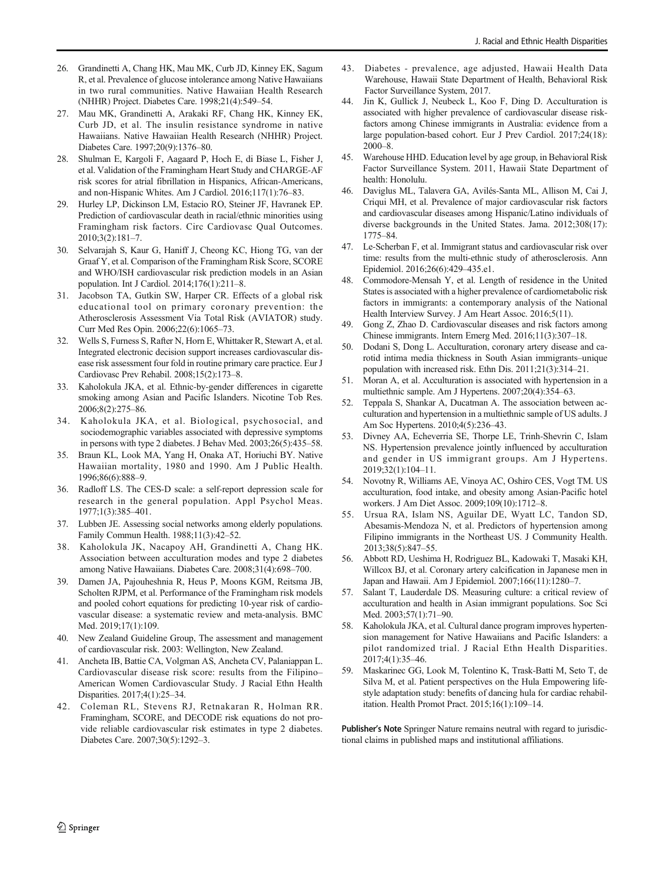26. Grandinetti A, Chang HK, Mau MK, Curb JD, Kinney EK, Sagum R, et al. Prevalence of glucose intolerance among Native Hawaiians in two rural communities. Native Hawaiian Health Research (NHHR) Project. Diabetes Care. 1998;21(4):549–54.
27. Mau MK, Grandinetti A, Arakaki RF, Chang HK, Kinney EK, Curb JD, et al. The insulin resistance syndrome in native Hawaiians. Native Hawaiian Health Research (NHHR) Project. Diabetes Care. 1997;20(9):1376–80.
28. Shulman E, Kargoli F, Aagaard P, Hoch E, di Biase L, Fisher J, et al. Validation of the Framingham Heart Study and CHARGE-AF risk scores for atrial fibrillation in Hispanics, African-Americans, and non-Hispanic Whites. Am J Cardiol. 2016;117(1):76–83.
29. Hurley LP, Dickinson LM, Estacio RO, Steiner JF, Havranek EP. Prediction of cardiovascular death in racial/ethnic minorities using Framingham risk factors. Circ Cardiovasc Qual Outcomes. 2010;3(2):181–7.
30. Selvarajah S, Kaur G, Haniff J, Cheong KC, Hiong TG, van der Graaf Y, et al. Comparison of the Framingham Risk Score, SCORE and WHO/ISH cardiovascular risk prediction models in an Asian population. Int J Cardiol. 2014;176(1):211–8.
31. Jacobson TA, Gutkin SW, Harper CR. Effects of a global risk educational tool on primary coronary prevention: the Atherosclerosis Assessment Via Total Risk (AVIATOR) study. Curr Med Res Opin. 2006;22(6):1065–73.
32. Wells S, Furness S, Rafter N, Horn E, Whittaker R, Stewart A, et al. Integrated electronic decision support increases cardiovascular disease risk assessment four fold in routine primary care practice. Eur J Cardiovasc Prev Rehabil. 2008;15(2):173–8.
33. Kaholokula JKA, et al. Ethnic-by-gender differences in cigarette smoking among Asian and Pacific Islanders. Nicotine Tob Res. 2006;8(2):275–86.
34. Kaholokula JKA, et al. Biological, psychosocial, and sociodemographic variables associated with depressive symptoms in persons with type 2 diabetes. J Behav Med. 2003;26(5):435–58.
35. Braun KL, Look MA, Yang H, Onaka AT, Horiuchi BY. Native Hawaiian mortality, 1980 and 1990. Am J Public Health. 1996;86(6):888–9.
36. Radloff LS. The CES-D scale: a self-report depression scale for research in the general population. Appl Psychol Meas. 1977;1(3):385–401.
37. Lubben JE. Assessing social networks among elderly populations. Family Commun Health. 1988;11(3):42–52.
38. Kaholokula JK, Nacapoy AH, Grandinetti A, Chang HK. Association between acculturation modes and type 2 diabetes among Native Hawaiians. Diabetes Care. 2008;31(4):698–700.
39. Damen JA, Pajouheshnia R, Heus P, Moons KGM, Reitsma JB, Scholten RJPM, et al. Performance of the Framingham risk models and pooled cohort equations for predicting 10-year risk of cardiovascular disease: a systematic review and meta-analysis. BMC Med. 2019;17(1):109.
40. New Zealand Guideline Group, The assessment and management of cardiovascular risk. 2003: Wellington, New Zealand.
41. Ancheta IB, Battie CA, Volgman AS, Ancheta CV, Palaniappan L. Cardiovascular disease risk score: results from the Filipino–American Women Cardiovascular Study. J Racial Ethn Health Disparities. 2017;4(1):25–34.
42. Coleman RL, Stevens RJ, Retnakaran R, Holman RR. Framingham, SCORE, and DECODE risk equations do not provide reliable cardiovascular risk estimates in type 2 diabetes. Diabetes Care. 2007;30(5):1292–3.
43. Diabetes - prevalence, age adjusted, Hawaii Health Data Warehouse, Hawaii State Department of Health, Behavioral Risk Factor Surveillance System, 2017.
44. Jin K, Gullick J, Neubeck L, Koo F, Ding D. Acculturation is associated with higher prevalence of cardiovascular disease risk-factors among Chinese immigrants in Australia: evidence from a large population-based cohort. Eur J Prev Cardiol. 2017;24(18):2000–8.
45. Warehouse HHD. Education level by age group, in Behavioral Risk Factor Surveillance System. 2011, Hawaii State Department of health: Honolulu.
46. Daviglus ML, Talavera GA, Avilés-Santa ML, Allison M, Cai J, Criqui MH, et al. Prevalence of major cardiovascular risk factors and cardiovascular diseases among Hispanic/Latino individuals of diverse backgrounds in the United States. Jama. 2012;308(17):1775–84.
47. Le-Scherban F, et al. Immigrant status and cardiovascular risk over time: results from the multi-ethnic study of atherosclerosis. Ann Epidemiol. 2016;26(6):429–435.e1.
48. Commodore-Mensah Y, et al. Length of residence in the United States is associated with a higher prevalence of cardiometabolic risk factors in immigrants: a contemporary analysis of the National Health Interview Survey. J Am Heart Assoc. 2016;5(11).
49. Gong Z, Zhao D. Cardiovascular diseases and risk factors among Chinese immigrants. Intern Emerg Med. 2016;11(3):307–18.
50. Dodani S, Dong L. Acculturation, coronary artery disease and carotid intima media thickness in South Asian immigrants–unique population with increased risk. Ethn Dis. 2011;21(3):314–21.
51. Moran A, et al. Acculturation is associated with hypertension in a multiethnic sample. Am J Hypertens. 2007;20(4):354–63.
52. Teppala S, Shankar A, Ducatman A. The association between acculturation and hypertension in a multiethnic sample of US adults. J Am Soc Hypertens. 2010;4(5):236–43.
53. Divney AA, Echeverria SE, Thorpe LE, Trinh-Shevrin C, Islam NS. Hypertension prevalence jointly influenced by acculturation and gender in US immigrant groups. Am J Hypertens. 2019;32(1):104–11.
54. Novotny R, Williams AE, Vinoya AC, Oshiro CES, Vogt TM. US acculturation, food intake, and obesity among Asian-Pacific hotel workers. J Am Diet Assoc. 2009;109(10):1712–8.
55. Ursua RA, Islam NS, Aguilar DE, Wyatt LC, Tandon SD, Abesamis-Mendoza N, et al. Predictors of hypertension among Filipino immigrants in the Northeast US. J Community Health. 2013;38(5):847–55.
56. Abbott RD, Ueshima H, Rodriguez BL, Kadowaki T, Masaki KH, Willcox BJ, et al. Coronary artery calcification in Japanese men in Japan and Hawaii. Am J Epidemiol. 2007;166(11):1280–7.
57. Salant T, Lauderdale DS. Measuring culture: a critical review of acculturation and health in Asian immigrant populations. Soc Sci Med. 2003;57(1):71–90.
58. Kaholokula JKA, et al. Cultural dance program improves hypertension management for Native Hawaiians and Pacific Islanders: a pilot randomized trial. J Racial Ethn Health Disparities. 2017;4(1):35–46.
59. Maskarinec GG, Look M, Tolentino K, Trask-Batti M, Seto T, de Silva M, et al. Patient perspectives on the Hula Empowering lifestyle adaptation study: benefits of dancing hula for cardiac rehabilitation. Health Promot Pract. 2015;16(1):109–14.

**Publisher's Note** Springer Nature remains neutral with regard to jurisdictional claims in published maps and institutional affiliations.